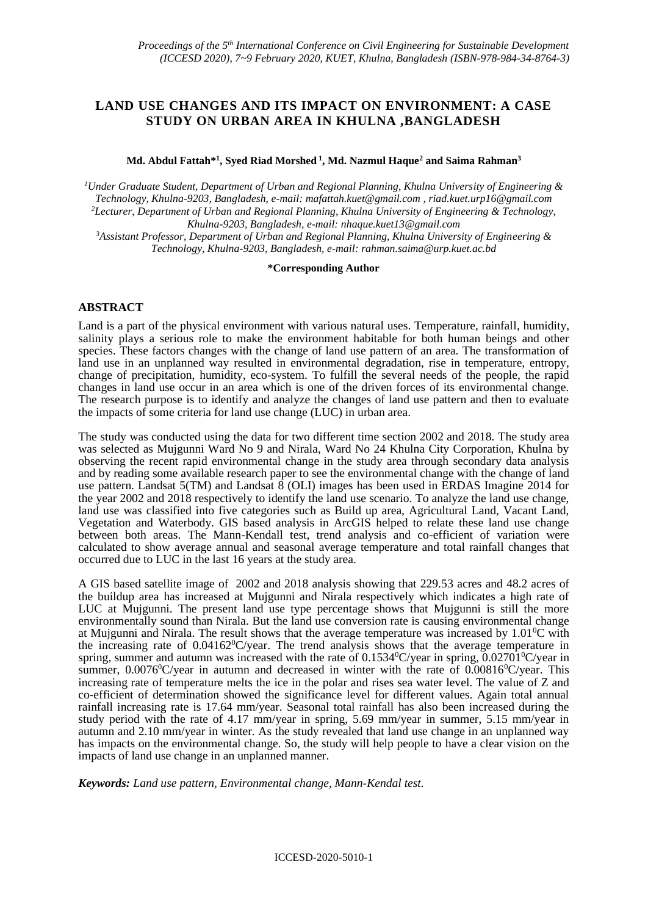# LAND USE CHANGES AND ITS IMPACT ON ENVIRONMENT: A CASE STUDY ON URBAN AREA IN KHULNA ,BANGLADESH

**Md. Abdul Fattah*[1], Syed Riad Morshed [1], Md. Nazmul Haque[2] and Saima Rahman[3]**

*[1]Under Graduate Student, Department of Urban and Regional Planning, Khulna University of Engineering & Technology, Khulna-9203, Bangladesh, e-mail: mafattah.kuet@gmail.com , riad.kuet.urp16@gmail.com*
*[2]Lecturer, Department of Urban and Regional Planning, Khulna University of Engineering & Technology, Khulna-9203, Bangladesh, e-mail: nhaque.kuet13@gmail.com*
*[3]Assistant Professor, Department of Urban and Regional Planning, Khulna University of Engineering & Technology, Khulna-9203, Bangladesh, e-mail: rahman.saima@urp.kuet.ac.bd*

**\*Corresponding Author**

## ABSTRACT

Land is a part of the physical environment with various natural uses. Temperature, rainfall, humidity, salinity plays a serious role to make the environment habitable for both human beings and other species. These factors changes with the change of land use pattern of an area. The transformation of land use in an unplanned way resulted in environmental degradation, rise in temperature, entropy, change of precipitation, humidity, eco-system. To fulfill the several needs of the people, the rapid changes in land use occur in an area which is one of the driven forces of its environmental change. The research purpose is to identify and analyze the changes of land use pattern and then to evaluate the impacts of some criteria for land use change (LUC) in urban area.

The study was conducted using the data for two different time section 2002 and 2018. The study area was selected as Mujgunni Ward No 9 and Nirala, Ward No 24 Khulna City Corporation, Khulna by observing the recent rapid environmental change in the study area through secondary data analysis and by reading some available research paper to see the environmental change with the change of land use pattern. Landsat 5(TM) and Landsat 8 (OLI) images has been used in ERDAS Imagine 2014 for the year 2002 and 2018 respectively to identify the land use scenario. To analyze the land use change, land use was classified into five categories such as Build up area, Agricultural Land, Vacant Land, Vegetation and Waterbody. GIS based analysis in ArcGIS helped to relate these land use change between both areas. The Mann-Kendall test, trend analysis and co-efficient of variation were calculated to show average annual and seasonal average temperature and total rainfall changes that occurred due to LUC in the last 16 years at the study area.

A GIS based satellite image of 2002 and 2018 analysis showing that 229.53 acres and 48.2 acres of the buildup area has increased at Mujgunni and Nirala respectively which indicates a high rate of LUC at Mujgunni. The present land use type percentage shows that Mujgunni is still the more environmentally sound than Nirala. But the land use conversion rate is causing environmental change at Mujgunni and Nirala. The result shows that the average temperature was increased by 1.01$^0$C with the increasing rate of 0.04162$^0$C/year. The trend analysis shows that the average temperature in spring, summer and autumn was increased with the rate of 0.1534$^0$C/year in spring, 0.02701$^0$C/year in summer, 0.0076$^0$C/year in autumn and decreased in winter with the rate of 0.00816$^0$C/year. This increasing rate of temperature melts the ice in the polar and rises sea water level. The value of Z and co-efficient of determination showed the significance level for different values. Again total annual rainfall increasing rate is 17.64 mm/year. Seasonal total rainfall has also been increased during the study period with the rate of 4.17 mm/year in spring, 5.69 mm/year in summer, 5.15 mm/year in autumn and 2.10 mm/year in winter. As the study revealed that land use change in an unplanned way has impacts on the environmental change. So, the study will help people to have a clear vision on the impacts of land use change in an unplanned manner.

***Keywords:*** *Land use pattern, Environmental change, Mann-Kendal test.*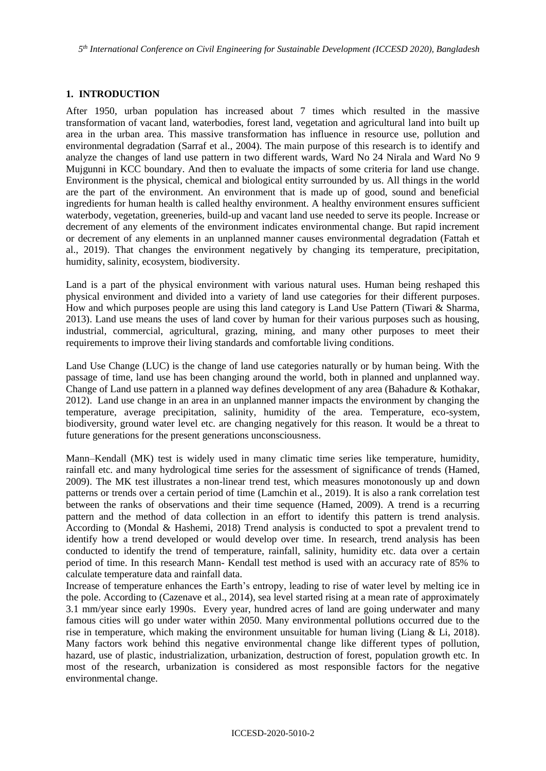## 1. INTRODUCTION

After 1950, urban population has increased about 7 times which resulted in the massive transformation of vacant land, waterbodies, forest land, vegetation and agricultural land into built up area in the urban area. This massive transformation has influence in resource use, pollution and environmental degradation (Sarraf et al., 2004). The main purpose of this research is to identify and analyze the changes of land use pattern in two different wards, Ward No 24 Nirala and Ward No 9 Mujgunni in KCC boundary. And then to evaluate the impacts of some criteria for land use change. Environment is the physical, chemical and biological entity surrounded by us. All things in the world are the part of the environment. An environment that is made up of good, sound and beneficial ingredients for human health is called healthy environment. A healthy environment ensures sufficient waterbody, vegetation, greeneries, build-up and vacant land use needed to serve its people. Increase or decrement of any elements of the environment indicates environmental change. But rapid increment or decrement of any elements in an unplanned manner causes environmental degradation (Fattah et al., 2019). That changes the environment negatively by changing its temperature, precipitation, humidity, salinity, ecosystem, biodiversity.

Land is a part of the physical environment with various natural uses. Human being reshaped this physical environment and divided into a variety of land use categories for their different purposes. How and which purposes people are using this land category is Land Use Pattern (Tiwari & Sharma, 2013). Land use means the uses of land cover by human for their various purposes such as housing, industrial, commercial, agricultural, grazing, mining, and many other purposes to meet their requirements to improve their living standards and comfortable living conditions.

Land Use Change (LUC) is the change of land use categories naturally or by human being. With the passage of time, land use has been changing around the world, both in planned and unplanned way. Change of Land use pattern in a planned way defines development of any area (Bahadure & Kothakar, 2012). Land use change in an area in an unplanned manner impacts the environment by changing the temperature, average precipitation, salinity, humidity of the area. Temperature, eco-system, biodiversity, ground water level etc. are changing negatively for this reason. It would be a threat to future generations for the present generations unconsciousness.

Mann–Kendall (MK) test is widely used in many climatic time series like temperature, humidity, rainfall etc. and many hydrological time series for the assessment of significance of trends (Hamed, 2009). The MK test illustrates a non-linear trend test, which measures monotonously up and down patterns or trends over a certain period of time (Lamchin et al., 2019). It is also a rank correlation test between the ranks of observations and their time sequence (Hamed, 2009). A trend is a recurring pattern and the method of data collection in an effort to identify this pattern is trend analysis. According to (Mondal & Hashemi, 2018) Trend analysis is conducted to spot a prevalent trend to identify how a trend developed or would develop over time. In research, trend analysis has been conducted to identify the trend of temperature, rainfall, salinity, humidity etc. data over a certain period of time. In this research Mann- Kendall test method is used with an accuracy rate of 85% to calculate temperature data and rainfall data.

Increase of temperature enhances the Earth's entropy, leading to rise of water level by melting ice in the pole. According to (Cazenave et al., 2014), sea level started rising at a mean rate of approximately 3.1 mm/year since early 1990s. Every year, hundred acres of land are going underwater and many famous cities will go under water within 2050. Many environmental pollutions occurred due to the rise in temperature, which making the environment unsuitable for human living (Liang & Li, 2018). Many factors work behind this negative environmental change like different types of pollution, hazard, use of plastic, industrialization, urbanization, destruction of forest, population growth etc. In most of the research, urbanization is considered as most responsible factors for the negative environmental change.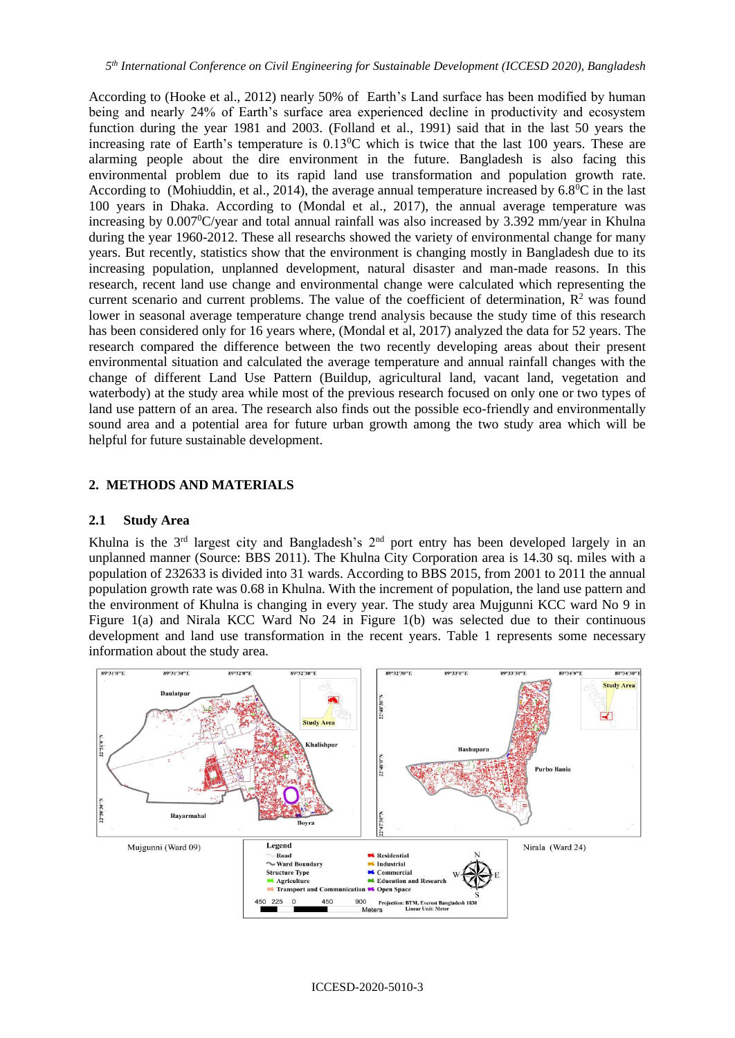According to (Hooke et al., 2012) nearly 50% of Earth's Land surface has been modified by human being and nearly 24% of Earth's surface area experienced decline in productivity and ecosystem function during the year 1981 and 2003. (Folland et al., 1991) said that in the last 50 years the increasing rate of Earth's temperature is $0.13^0$C which is twice that the last 100 years. These are alarming people about the dire environment in the future. Bangladesh is also facing this environmental problem due to its rapid land use transformation and population growth rate. According to (Mohiuddin, et al., 2014), the average annual temperature increased by $6.8^0$C in the last 100 years in Dhaka. According to (Mondal et al., 2017), the annual average temperature was increasing by $0.007^0$C/year and total annual rainfall was also increased by 3.392 mm/year in Khulna during the year 1960-2012. These all researchs showed the variety of environmental change for many years. But recently, statistics show that the environment is changing mostly in Bangladesh due to its increasing population, unplanned development, natural disaster and man-made reasons. In this research, recent land use change and environmental change were calculated which representing the current scenario and current problems. The value of the coefficient of determination, $R^2$ was found lower in seasonal average temperature change trend analysis because the study time of this research has been considered only for 16 years where, (Mondal et al, 2017) analyzed the data for 52 years. The research compared the difference between the two recently developing areas about their present environmental situation and calculated the average temperature and annual rainfall changes with the change of different Land Use Pattern (Buildup, agricultural land, vacant land, vegetation and waterbody) at the study area while most of the previous research focused on only one or two types of land use pattern of an area. The research also finds out the possible eco-friendly and environmentally sound area and a potential area for future urban growth among the two study area which will be helpful for future sustainable development.

## 2. METHODS AND MATERIALS

### 2.1 Study Area

Khulna is the 3rd largest city and Bangladesh's 2nd port entry has been developed largely in an unplanned manner (Source: BBS 2011). The Khulna City Corporation area is 14.30 sq. miles with a population of 232633 is divided into 31 wards. According to BBS 2015, from 2001 to 2011 the annual population growth rate was 0.68 in Khulna. With the increment of population, the land use pattern and the environment of Khulna is changing in every year. The study area Mujgunni KCC ward No 9 in Figure 1(a) and Nirala KCC Ward No 24 in Figure 1(b) was selected due to their continuous development and land use transformation in the recent years. Table 1 represents some necessary information about the study area.

Mujgunni (Ward 09) Nirala (Ward 24)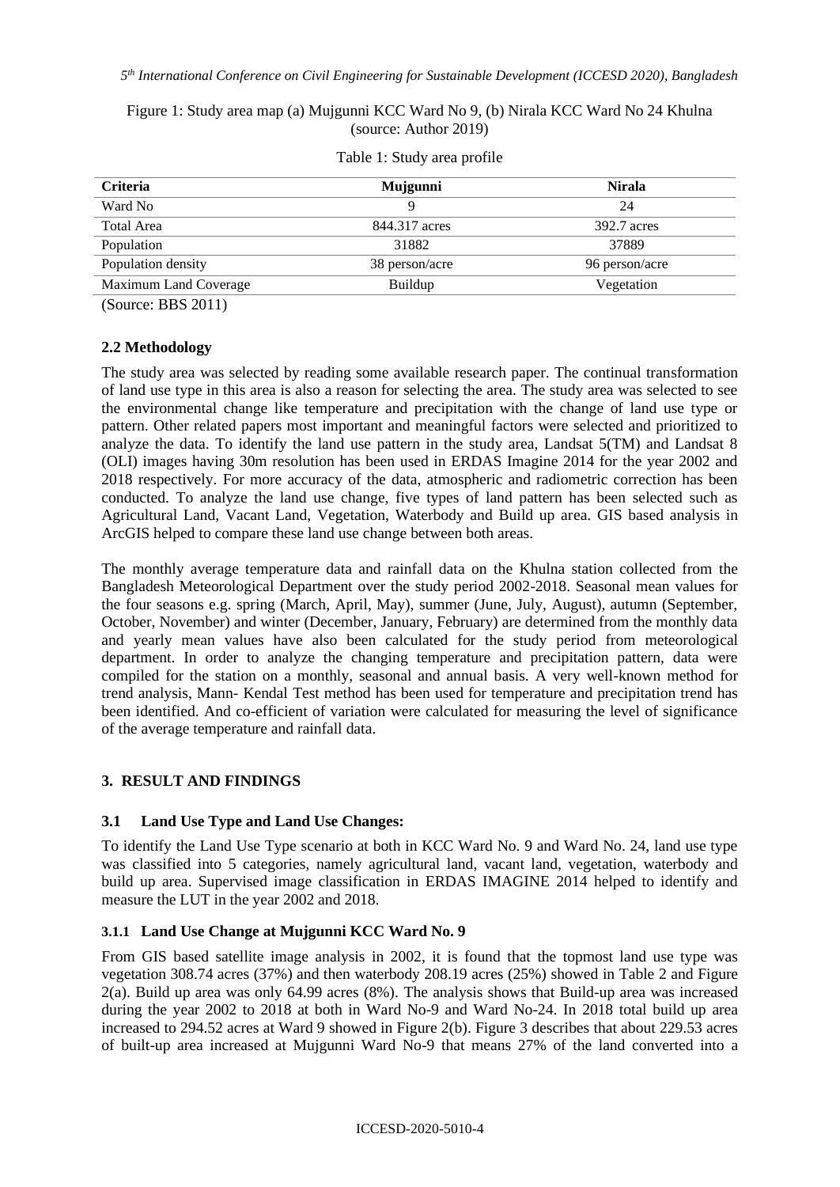Figure 1: Study area map (a) Mujgunni KCC Ward No 9, (b) Nirala KCC Ward No 24 Khulna (source: Author 2019)

Table 1: Study area profile

| Criteria | Mujgunni | Nirala |
|---|---|---|
| Ward No | 9 | 24 |
| Total Area | 844.317 acres | 392.7 acres |
| Population | 31882 | 37889 |
| Population density | 38 person/acre | 96 person/acre |
| Maximum Land Coverage | Buildup | Vegetation |

(Source: BBS 2011)

### 2.2 Methodology

The study area was selected by reading some available research paper. The continual transformation of land use type in this area is also a reason for selecting the area. The study area was selected to see the environmental change like temperature and precipitation with the change of land use type or pattern. Other related papers most important and meaningful factors were selected and prioritized to analyze the data. To identify the land use pattern in the study area, Landsat 5(TM) and Landsat 8 (OLI) images having 30m resolution has been used in ERDAS Imagine 2014 for the year 2002 and 2018 respectively. For more accuracy of the data, atmospheric and radiometric correction has been conducted. To analyze the land use change, five types of land pattern has been selected such as Agricultural Land, Vacant Land, Vegetation, Waterbody and Build up area. GIS based analysis in ArcGIS helped to compare these land use change between both areas.

The monthly average temperature data and rainfall data on the Khulna station collected from the Bangladesh Meteorological Department over the study period 2002-2018. Seasonal mean values for the four seasons e.g. spring (March, April, May), summer (June, July, August), autumn (September, October, November) and winter (December, January, February) are determined from the monthly data and yearly mean values have also been calculated for the study period from meteorological department. In order to analyze the changing temperature and precipitation pattern, data were compiled for the station on a monthly, seasonal and annual basis. A very well-known method for trend analysis, Mann- Kendal Test method has been used for temperature and precipitation trend has been identified. And co-efficient of variation were calculated for measuring the level of significance of the average temperature and rainfall data.

## 3. RESULT AND FINDINGS

### 3.1 Land Use Type and Land Use Changes:

To identify the Land Use Type scenario at both in KCC Ward No. 9 and Ward No. 24, land use type was classified into 5 categories, namely agricultural land, vacant land, vegetation, waterbody and build up area. Supervised image classification in ERDAS IMAGINE 2014 helped to identify and measure the LUT in the year 2002 and 2018.

#### 3.1.1 Land Use Change at Mujgunni KCC Ward No. 9

From GIS based satellite image analysis in 2002, it is found that the topmost land use type was vegetation 308.74 acres (37%) and then waterbody 208.19 acres (25%) showed in Table 2 and Figure 2(a). Build up area was only 64.99 acres (8%). The analysis shows that Build-up area was increased during the year 2002 to 2018 at both in Ward No-9 and Ward No-24. In 2018 total build up area increased to 294.52 acres at Ward 9 showed in Figure 2(b). Figure 3 describes that about 229.53 acres of built-up area increased at Mujgunni Ward No-9 that means 27% of the land converted into a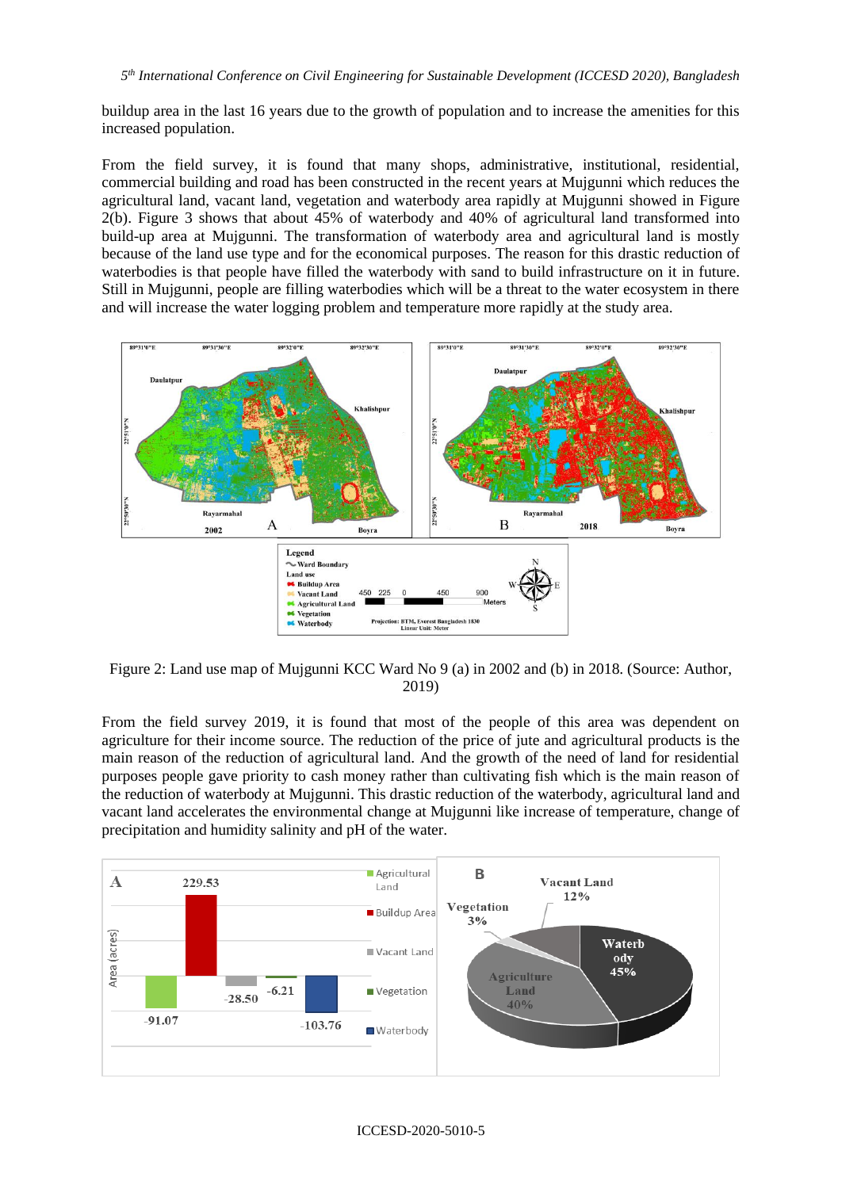buildup area in the last 16 years due to the growth of population and to increase the amenities for this increased population.

From the field survey, it is found that many shops, administrative, institutional, residential, commercial building and road has been constructed in the recent years at Mujgunni which reduces the agricultural land, vacant land, vegetation and waterbody area rapidly at Mujgunni showed in Figure 2(b). Figure 3 shows that about 45% of waterbody and 40% of agricultural land transformed into build-up area at Mujgunni. The transformation of waterbody area and agricultural land is mostly because of the land use type and for the economical purposes. The reason for this drastic reduction of waterbodies is that people have filled the waterbody with sand to build infrastructure on it in future. Still in Mujgunni, people are filling waterbodies which will be a threat to the water ecosystem in there and will increase the water logging problem and temperature more rapidly at the study area.

Figure 2: Land use map of Mujgunni KCC Ward No 9 (a) in 2002 and (b) in 2018. (Source: Author, 2019)

From the field survey 2019, it is found that most of the people of this area was dependent on agriculture for their income source. The reduction of the price of jute and agricultural products is the main reason of the reduction of agricultural land. And the growth of the need of land for residential purposes people gave priority to cash money rather than cultivating fish which is the main reason of the reduction of waterbody at Mujgunni. This drastic reduction of the waterbody, agricultural land and vacant land accelerates the environmental change at Mujgunni like increase of temperature, change of precipitation and humidity salinity and pH of the water.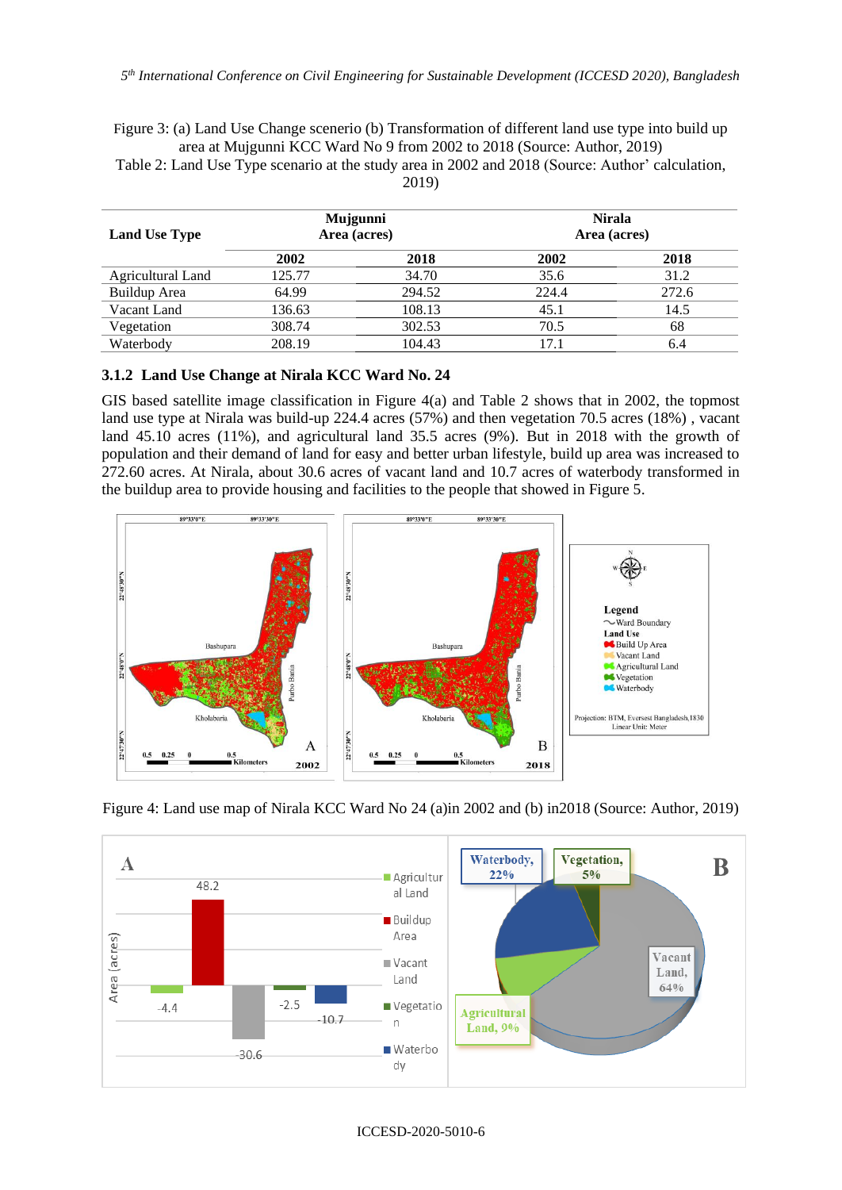Figure 3: (a) Land Use Change scenerio (b) Transformation of different land use type into build up area at Mujgunni KCC Ward No 9 from 2002 to 2018 (Source: Author, 2019)

Table 2: Land Use Type scenario at the study area in 2002 and 2018 (Source: Author' calculation, 2019)

| Land Use Type | Mujgunni Area (acres) | | Nirala Area (acres) | |
|---|---|---|---|---|
| | 2002 | 2018 | 2002 | 2018 |
| Agricultural Land | 125.77 | 34.70 | 35.6 | 31.2 |
| Buildup Area | 64.99 | 294.52 | 224.4 | 272.6 |
| Vacant Land | 136.63 | 108.13 | 45.1 | 14.5 |
| Vegetation | 308.74 | 302.53 | 70.5 | 68 |
| Waterbody | 208.19 | 104.43 | 17.1 | 6.4 |

### 3.1.2 Land Use Change at Nirala KCC Ward No. 24

GIS based satellite image classification in Figure 4(a) and Table 2 shows that in 2002, the topmost land use type at Nirala was build-up 224.4 acres (57%) and then vegetation 70.5 acres (18%) , vacant land 45.10 acres (11%), and agricultural land 35.5 acres (9%). But in 2018 with the growth of population and their demand of land for easy and better urban lifestyle, build up area was increased to 272.60 acres. At Nirala, about 30.6 acres of vacant land and 10.7 acres of waterbody transformed in the buildup area to provide housing and facilities to the people that showed in Figure 5.

Figure 4: Land use map of Nirala KCC Ward No 24 (a)in 2002 and (b) in2018 (Source: Author, 2019)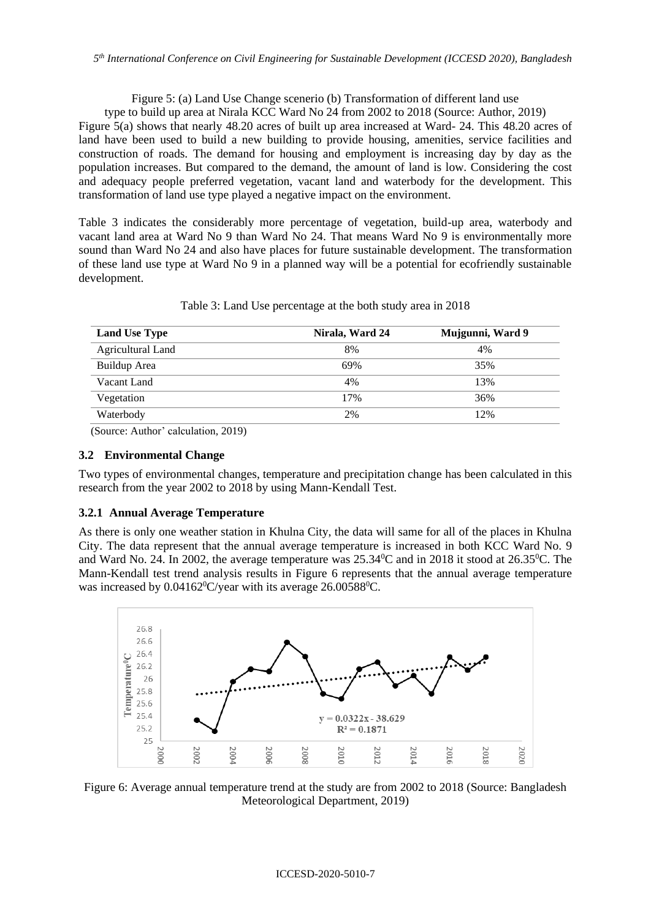Figure 5: (a) Land Use Change scenerio (b) Transformation of different land use type to build up area at Nirala KCC Ward No 24 from 2002 to 2018 (Source: Author, 2019)

Figure 5(a) shows that nearly 48.20 acres of built up area increased at Ward- 24. This 48.20 acres of land have been used to build a new building to provide housing, amenities, service facilities and construction of roads. The demand for housing and employment is increasing day by day as the population increases. But compared to the demand, the amount of land is low. Considering the cost and adequacy people preferred vegetation, vacant land and waterbody for the development. This transformation of land use type played a negative impact on the environment.

Table 3 indicates the considerably more percentage of vegetation, build-up area, waterbody and vacant land area at Ward No 9 than Ward No 24. That means Ward No 9 is environmentally more sound than Ward No 24 and also have places for future sustainable development. The transformation of these land use type at Ward No 9 in a planned way will be a potential for ecofriendly sustainable development.

Table 3: Land Use percentage at the both study area in 2018

| Land Use Type | Nirala, Ward 24 | Mujgunni, Ward 9 |
|---|---|---|
| Agricultural Land | 8% | 4% |
| Buildup Area | 69% | 35% |
| Vacant Land | 4% | 13% |
| Vegetation | 17% | 36% |
| Waterbody | 2% | 12% |

(Source: Author' calculation, 2019)

### 3.2 Environmental Change

Two types of environmental changes, temperature and precipitation change has been calculated in this research from the year 2002 to 2018 by using Mann-Kendall Test.

#### 3.2.1 Annual Average Temperature

As there is only one weather station in Khulna City, the data will same for all of the places in Khulna City. The data represent that the annual average temperature is increased in both KCC Ward No. 9 and Ward No. 24. In 2002, the average temperature was 25.34$^0$C and in 2018 it stood at 26.35$^0$C. The Mann-Kendall test trend analysis results in Figure 6 represents that the annual average temperature was increased by 0.04162$^0$C/year with its average 26.00588$^0$C.

Figure 6: Average annual temperature trend at the study are from 2002 to 2018 (Source: Bangladesh Meteorological Department, 2019)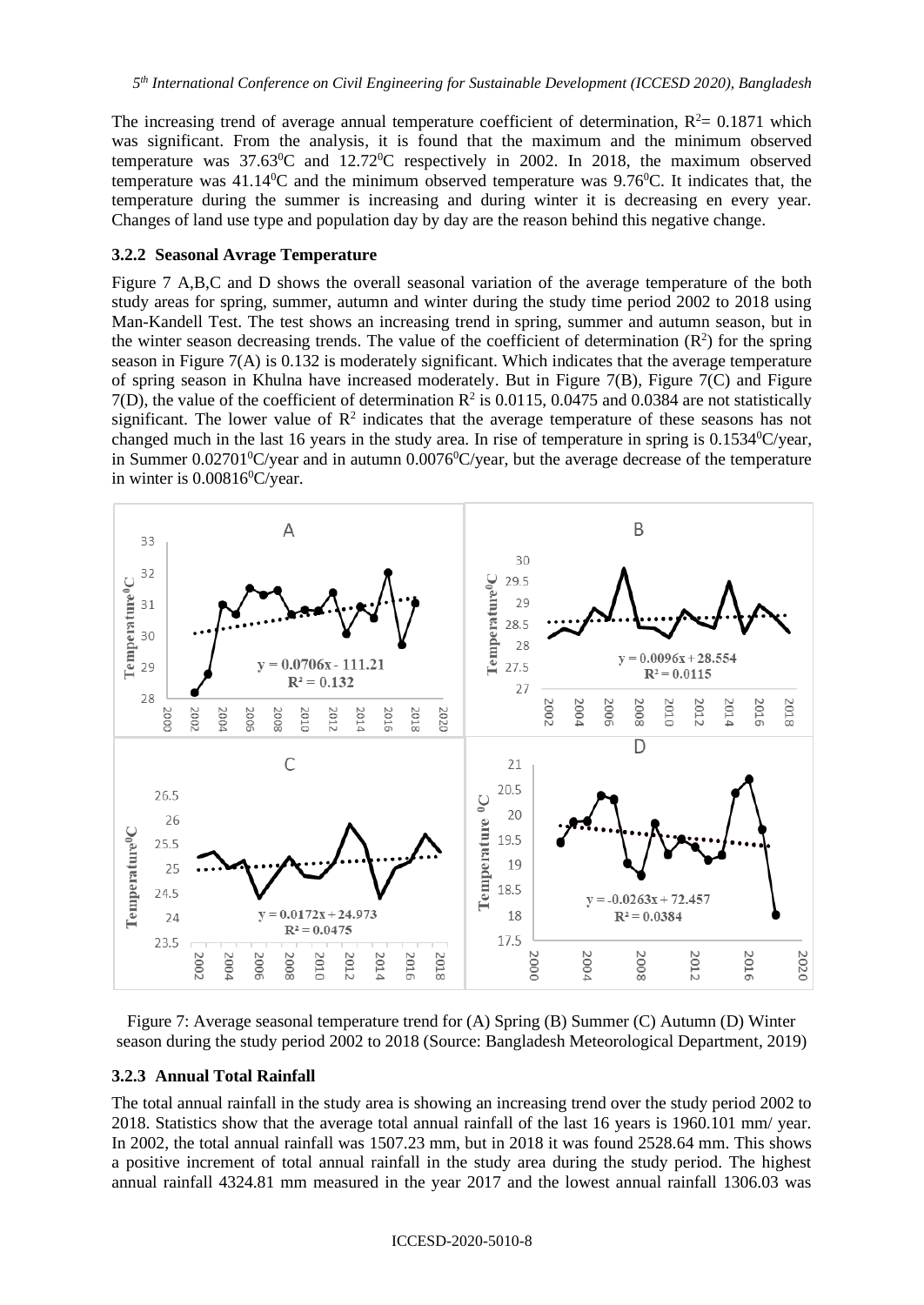The increasing trend of average annual temperature coefficient of determination, $R^2 = 0.1871$ which was significant. From the analysis, it is found that the maximum and the minimum observed temperature was $37.63^0$C and $12.72^0$C respectively in 2002. In 2018, the maximum observed temperature was $41.14^0$C and the minimum observed temperature was $9.76^0$C. It indicates that, the temperature during the summer is increasing and during winter it is decreasing en every year. Changes of land use type and population day by day are the reason behind this negative change.

### 3.2.2 Seasonal Avrage Temperature

Figure 7 A,B,C and D shows the overall seasonal variation of the average temperature of the both study areas for spring, summer, autumn and winter during the study time period 2002 to 2018 using Man-Kandell Test. The test shows an increasing trend in spring, summer and autumn season, but in the winter season decreasing trends. The value of the coefficient of determination ($R^2$) for the spring season in Figure 7(A) is 0.132 is moderately significant. Which indicates that the average temperature of spring season in Khulna have increased moderately. But in Figure 7(B), Figure 7(C) and Figure 7(D), the value of the coefficient of determination $R^2$ is 0.0115, 0.0475 and 0.0384 are not statistically significant. The lower value of $R^2$ indicates that the average temperature of these seasons has not changed much in the last 16 years in the study area. In rise of temperature in spring is $0.1534^0$C/year, in Summer $0.02701^0$C/year and in autumn $0.0076^0$C/year, but the average decrease of the temperature in winter is $0.00816^0$C/year.

Figure 7: Average seasonal temperature trend for (A) Spring (B) Summer (C) Autumn (D) Winter season during the study period 2002 to 2018 (Source: Bangladesh Meteorological Department, 2019)

### 3.2.3 Annual Total Rainfall

The total annual rainfall in the study area is showing an increasing trend over the study period 2002 to 2018. Statistics show that the average total annual rainfall of the last 16 years is 1960.101 mm/ year. In 2002, the total annual rainfall was 1507.23 mm, but in 2018 it was found 2528.64 mm. This shows a positive increment of total annual rainfall in the study area during the study period. The highest annual rainfall 4324.81 mm measured in the year 2017 and the lowest annual rainfall 1306.03 was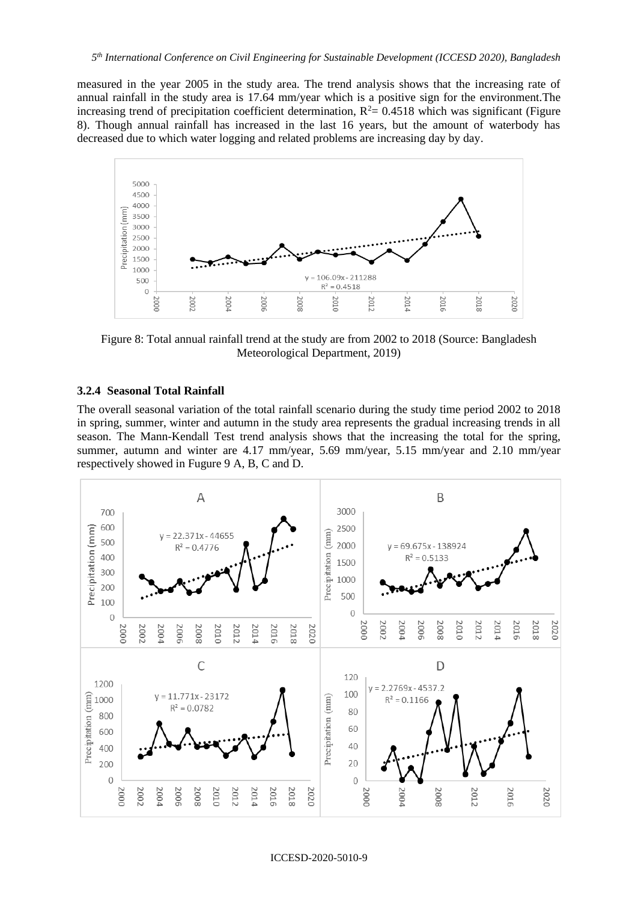measured in the year 2005 in the study area. The trend analysis shows that the increasing rate of annual rainfall in the study area is 17.64 mm/year which is a positive sign for the environment.The increasing trend of precipitation coefficient determination, $R^2$= 0.4518 which was significant (Figure 8). Though annual rainfall has increased in the last 16 years, but the amount of waterbody has decreased due to which water logging and related problems are increasing day by day.

Figure 8: Total annual rainfall trend at the study are from 2002 to 2018 (Source: Bangladesh Meteorological Department, 2019)

### 3.2.4 Seasonal Total Rainfall

The overall seasonal variation of the total rainfall scenario during the study time period 2002 to 2018 in spring, summer, winter and autumn in the study area represents the gradual increasing trends in all season. The Mann-Kendall Test trend analysis shows that the increasing the total for the spring, summer, autumn and winter are 4.17 mm/year, 5.69 mm/year, 5.15 mm/year and 2.10 mm/year respectively showed in Fugure 9 A, B, C and D.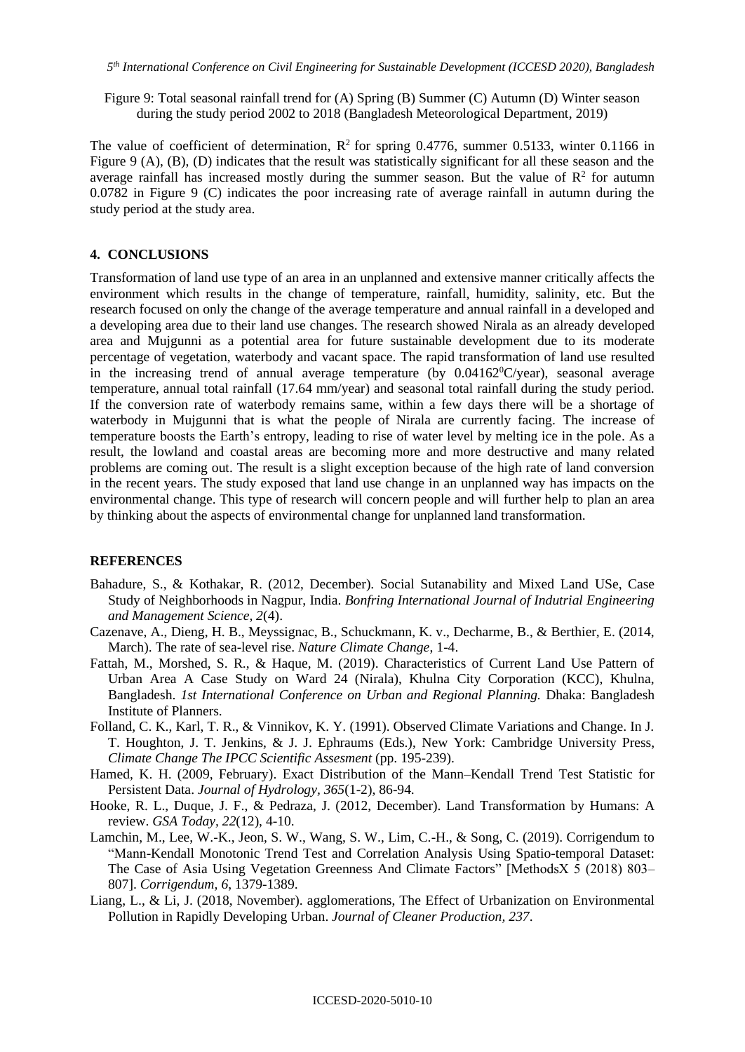Figure 9: Total seasonal rainfall trend for (A) Spring (B) Summer (C) Autumn (D) Winter season during the study period 2002 to 2018 (Bangladesh Meteorological Department, 2019)

The value of coefficient of determination, $R^2$ for spring 0.4776, summer 0.5133, winter 0.1166 in Figure 9 (A), (B), (D) indicates that the result was statistically significant for all these season and the average rainfall has increased mostly during the summer season. But the value of $R^2$ for autumn 0.0782 in Figure 9 (C) indicates the poor increasing rate of average rainfall in autumn during the study period at the study area.

## 4. CONCLUSIONS

Transformation of land use type of an area in an unplanned and extensive manner critically affects the environment which results in the change of temperature, rainfall, humidity, salinity, etc. But the research focused on only the change of the average temperature and annual rainfall in a developed and a developing area due to their land use changes. The research showed Nirala as an already developed area and Mujgunni as a potential area for future sustainable development due to its moderate percentage of vegetation, waterbody and vacant space. The rapid transformation of land use resulted in the increasing trend of annual average temperature (by $0.04162^0$C/year), seasonal average temperature, annual total rainfall (17.64 mm/year) and seasonal total rainfall during the study period. If the conversion rate of waterbody remains same, within a few days there will be a shortage of waterbody in Mujgunni that is what the people of Nirala are currently facing. The increase of temperature boosts the Earth's entropy, leading to rise of water level by melting ice in the pole. As a result, the lowland and coastal areas are becoming more and more destructive and many related problems are coming out. The result is a slight exception because of the high rate of land conversion in the recent years. The study exposed that land use change in an unplanned way has impacts on the environmental change. This type of research will concern people and will further help to plan an area by thinking about the aspects of environmental change for unplanned land transformation.

## REFERENCES

Bahadure, S., & Kothakar, R. (2012, December). Social Sutanability and Mixed Land USe, Case Study of Neighborhoods in Nagpur, India. *Bonfring International Journal of Indutrial Engineering and Management Science, 2*(4).

Cazenave, A., Dieng, H. B., Meyssignac, B., Schuckmann, K. v., Decharme, B., & Berthier, E. (2014, March). The rate of sea-level rise. *Nature Climate Change*, 1-4.

Fattah, M., Morshed, S. R., & Haque, M. (2019). Characteristics of Current Land Use Pattern of Urban Area A Case Study on Ward 24 (Nirala), Khulna City Corporation (KCC), Khulna, Bangladesh. *1st International Conference on Urban and Regional Planning.* Dhaka: Bangladesh Institute of Planners.

Folland, C. K., Karl, T. R., & Vinnikov, K. Y. (1991). Observed Climate Variations and Change. In J. T. Houghton, J. T. Jenkins, & J. J. Ephraums (Eds.), New York: Cambridge University Press, *Climate Change The IPCC Scientific Assesment* (pp. 195-239).

Hamed, K. H. (2009, February). Exact Distribution of the Mann–Kendall Trend Test Statistic for Persistent Data. *Journal of Hydrology, 365*(1-2), 86-94.

Hooke, R. L., Duque, J. F., & Pedraza, J. (2012, December). Land Transformation by Humans: A review. *GSA Today, 22*(12), 4-10.

Lamchin, M., Lee, W.-K., Jeon, S. W., Wang, S. W., Lim, C.-H., & Song, C. (2019). Corrigendum to "Mann-Kendall Monotonic Trend Test and Correlation Analysis Using Spatio-temporal Dataset: The Case of Asia Using Vegetation Greenness And Climate Factors" [MethodsX 5 (2018) 803–807]. *Corrigendum, 6*, 1379-1389.

Liang, L., & Li, J. (2018, November). agglomerations, The Effect of Urbanization on Environmental Pollution in Rapidly Developing Urban. *Journal of Cleaner Production, 237*.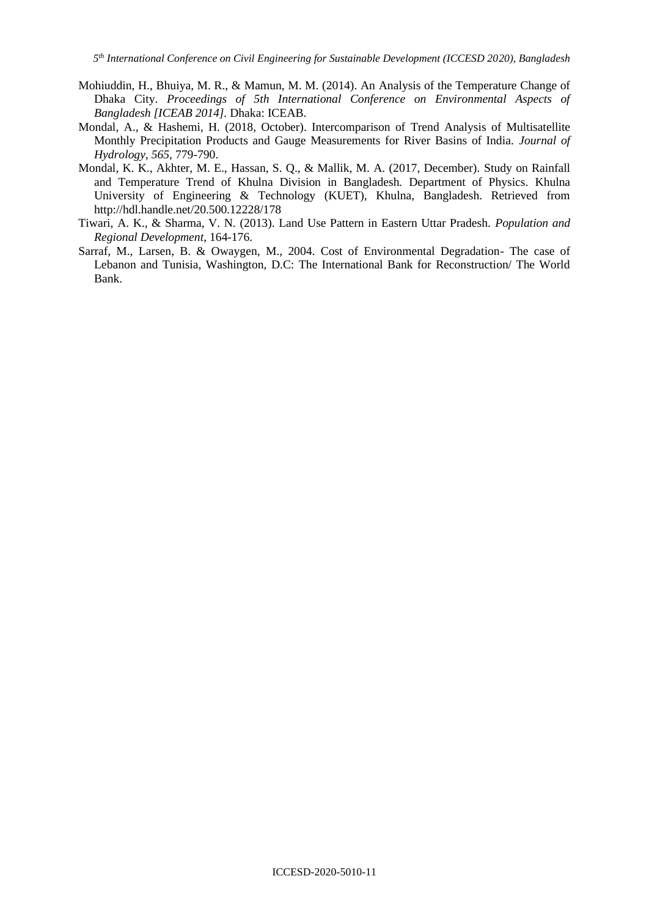Mohiuddin, H., Bhuiya, M. R., & Mamun, M. M. (2014). An Analysis of the Temperature Change of Dhaka City. *Proceedings of 5th International Conference on Environmental Aspects of Bangladesh [ICEAB 2014]*. Dhaka: ICEAB.

Mondal, A., & Hashemi, H. (2018, October). Intercomparison of Trend Analysis of Multisatellite Monthly Precipitation Products and Gauge Measurements for River Basins of India. *Journal of Hydrology, 565*, 779-790.

Mondal, K. K., Akhter, M. E., Hassan, S. Q., & Mallik, M. A. (2017, December). Study on Rainfall and Temperature Trend of Khulna Division in Bangladesh*.* Department of Physics. Khulna University of Engineering & Technology (KUET), Khulna, Bangladesh. Retrieved from http://hdl.handle.net/20.500.12228/178

Tiwari, A. K., & Sharma, V. N. (2013). Land Use Pattern in Eastern Uttar Pradesh. *Population and Regional Development*, 164-176.

Sarraf, M., Larsen, B. & Owaygen, M., 2004. Cost of Environmental Degradation- The case of Lebanon and Tunisia, Washington, D.C: The International Bank for Reconstruction/ The World Bank.